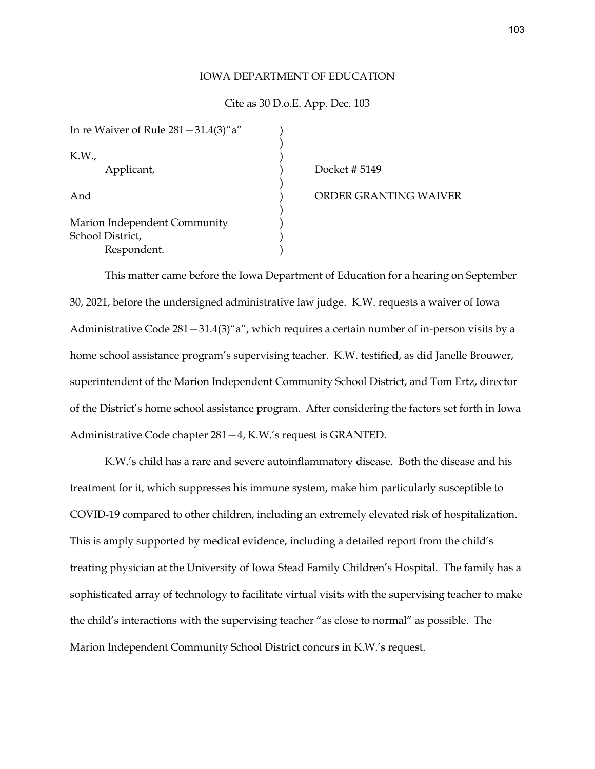IOWA DEPARTMENT OF EDUCATION

Cite as 30 D.o.E. App. Dec. 103

| | |
|---|---|
| In re Waiver of Rule 281—31.4(3)"a" | |
| K.W., Applicant, | Docket # 5149 |
| And | ORDER GRANTING WAIVER |
| Marion Independent Community School District, Respondent. | |

This matter came before the Iowa Department of Education for a hearing on September 30, 2021, before the undersigned administrative law judge. K.W. requests a waiver of Iowa Administrative Code 281—31.4(3)"a", which requires a certain number of in-person visits by a home school assistance program's supervising teacher. K.W. testified, as did Janelle Brouwer, superintendent of the Marion Independent Community School District, and Tom Ertz, director of the District's home school assistance program. After considering the factors set forth in Iowa Administrative Code chapter 281—4, K.W.'s request is GRANTED.

K.W.'s child has a rare and severe autoinflammatory disease. Both the disease and his treatment for it, which suppresses his immune system, make him particularly susceptible to COVID-19 compared to other children, including an extremely elevated risk of hospitalization. This is amply supported by medical evidence, including a detailed report from the child's treating physician at the University of Iowa Stead Family Children's Hospital. The family has a sophisticated array of technology to facilitate virtual visits with the supervising teacher to make the child's interactions with the supervising teacher "as close to normal" as possible. The Marion Independent Community School District concurs in K.W.'s request.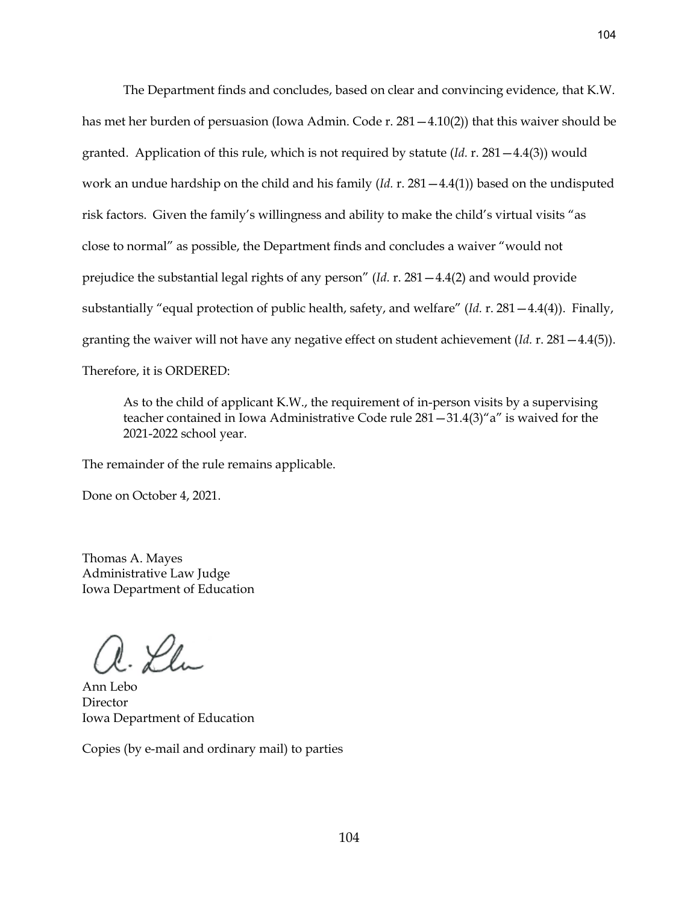The Department finds and concludes, based on clear and convincing evidence, that K.W. has met her burden of persuasion (Iowa Admin. Code r. 281—4.10(2)) that this waiver should be granted. Application of this rule, which is not required by statute (*Id.* r. 281—4.4(3)) would work an undue hardship on the child and his family (*Id.* r. 281—4.4(1)) based on the undisputed risk factors. Given the family's willingness and ability to make the child's virtual visits "as close to normal" as possible, the Department finds and concludes a waiver "would not prejudice the substantial legal rights of any person" (*Id.* r. 281—4.4(2) and would provide substantially "equal protection of public health, safety, and welfare" (*Id.* r. 281—4.4(4)). Finally, granting the waiver will not have any negative effect on student achievement (*Id.* r. 281—4.4(5)).

Therefore, it is ORDERED:

> As to the child of applicant K.W., the requirement of in-person visits by a supervising teacher contained in Iowa Administrative Code rule 281—31.4(3)"a" is waived for the 2021-2022 school year.

The remainder of the rule remains applicable.

Done on October 4, 2021.

Thomas A. Mayes
Administrative Law Judge
Iowa Department of Education

Ann Lebo
Director
Iowa Department of Education

Copies (by e-mail and ordinary mail) to parties